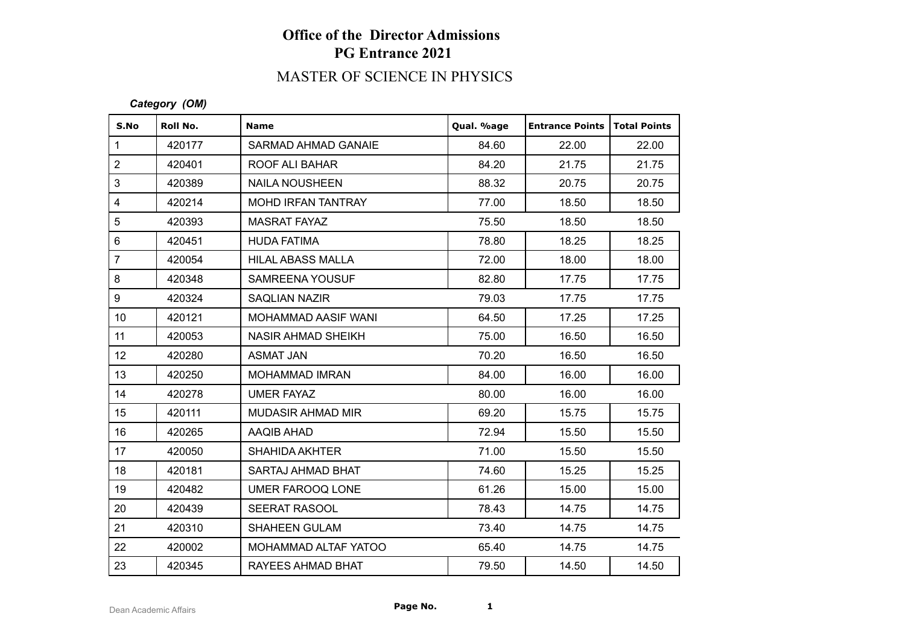# Office of the Director Admissions
## PG Entrance 2021
## MASTER OF SCIENCE IN PHYSICS

***Category (OM)***

| S.No | Roll No. | Name | Qual. %age | Entrance Points | Total Points |
|---|---|---|---|---|---|
| 1 | 420177 | SARMAD AHMAD GANAIE | 84.60 | 22.00 | 22.00 |
| 2 | 420401 | ROOF ALI BAHAR | 84.20 | 21.75 | 21.75 |
| 3 | 420389 | NAILA NOUSHEEN | 88.32 | 20.75 | 20.75 |
| 4 | 420214 | MOHD IRFAN TANTRAY | 77.00 | 18.50 | 18.50 |
| 5 | 420393 | MASRAT FAYAZ | 75.50 | 18.50 | 18.50 |
| 6 | 420451 | HUDA FATIMA | 78.80 | 18.25 | 18.25 |
| 7 | 420054 | HILAL ABASS MALLA | 72.00 | 18.00 | 18.00 |
| 8 | 420348 | SAMREENA YOUSUF | 82.80 | 17.75 | 17.75 |
| 9 | 420324 | SAQLIAN NAZIR | 79.03 | 17.75 | 17.75 |
| 10 | 420121 | MOHAMMAD AASIF WANI | 64.50 | 17.25 | 17.25 |
| 11 | 420053 | NASIR AHMAD SHEIKH | 75.00 | 16.50 | 16.50 |
| 12 | 420280 | ASMAT JAN | 70.20 | 16.50 | 16.50 |
| 13 | 420250 | MOHAMMAD IMRAN | 84.00 | 16.00 | 16.00 |
| 14 | 420278 | UMER FAYAZ | 80.00 | 16.00 | 16.00 |
| 15 | 420111 | MUDASIR AHMAD MIR | 69.20 | 15.75 | 15.75 |
| 16 | 420265 | AAQIB AHAD | 72.94 | 15.50 | 15.50 |
| 17 | 420050 | SHAHIDA AKHTER | 71.00 | 15.50 | 15.50 |
| 18 | 420181 | SARTAJ AHMAD BHAT | 74.60 | 15.25 | 15.25 |
| 19 | 420482 | UMER FAROOQ LONE | 61.26 | 15.00 | 15.00 |
| 20 | 420439 | SEERAT RASOOL | 78.43 | 14.75 | 14.75 |
| 21 | 420310 | SHAHEEN GULAM | 73.40 | 14.75 | 14.75 |
| 22 | 420002 | MOHAMMAD ALTAF YATOO | 65.40 | 14.75 | 14.75 |
| 23 | 420345 | RAYEES AHMAD BHAT | 79.50 | 14.50 | 14.50 |

Dean Academic Affairs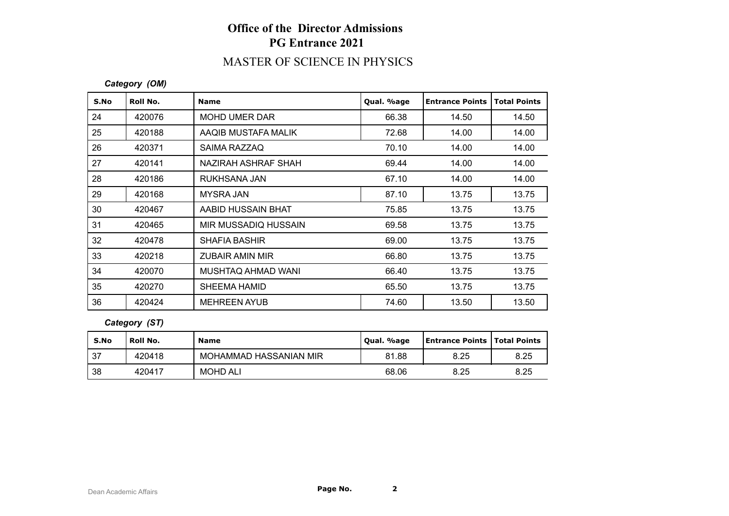# Office of the Director Admissions
## PG Entrance 2021

## MASTER OF SCIENCE IN PHYSICS

*Category (OM)*

| S.No | Roll No. | Name | Qual. %age | Entrance Points | Total Points |
|---|---|---|---|---|---|
| 24 | 420076 | MOHD UMER DAR | 66.38 | 14.50 | 14.50 |
| 25 | 420188 | AAQIB MUSTAFA MALIK | 72.68 | 14.00 | 14.00 |
| 26 | 420371 | SAIMA RAZZAQ | 70.10 | 14.00 | 14.00 |
| 27 | 420141 | NAZIRAH ASHRAF SHAH | 69.44 | 14.00 | 14.00 |
| 28 | 420186 | RUKHSANA JAN | 67.10 | 14.00 | 14.00 |
| 29 | 420168 | MYSRA JAN | 87.10 | 13.75 | 13.75 |
| 30 | 420467 | AABID HUSSAIN BHAT | 75.85 | 13.75 | 13.75 |
| 31 | 420465 | MIR MUSSADIQ HUSSAIN | 69.58 | 13.75 | 13.75 |
| 32 | 420478 | SHAFIA BASHIR | 69.00 | 13.75 | 13.75 |
| 33 | 420218 | ZUBAIR AMIN MIR | 66.80 | 13.75 | 13.75 |
| 34 | 420070 | MUSHTAQ AHMAD WANI | 66.40 | 13.75 | 13.75 |
| 35 | 420270 | SHEEMA HAMID | 65.50 | 13.75 | 13.75 |
| 36 | 420424 | MEHREEN AYUB | 74.60 | 13.50 | 13.50 |

*Category (ST)*

| S.No | Roll No. | Name | Qual. %age | Entrance Points | Total Points |
|---|---|---|---|---|---|
| 37 | 420418 | MOHAMMAD HASSANIAN MIR | 81.88 | 8.25 | 8.25 |
| 38 | 420417 | MOHD ALI | 68.06 | 8.25 | 8.25 |

Dean Academic Affairs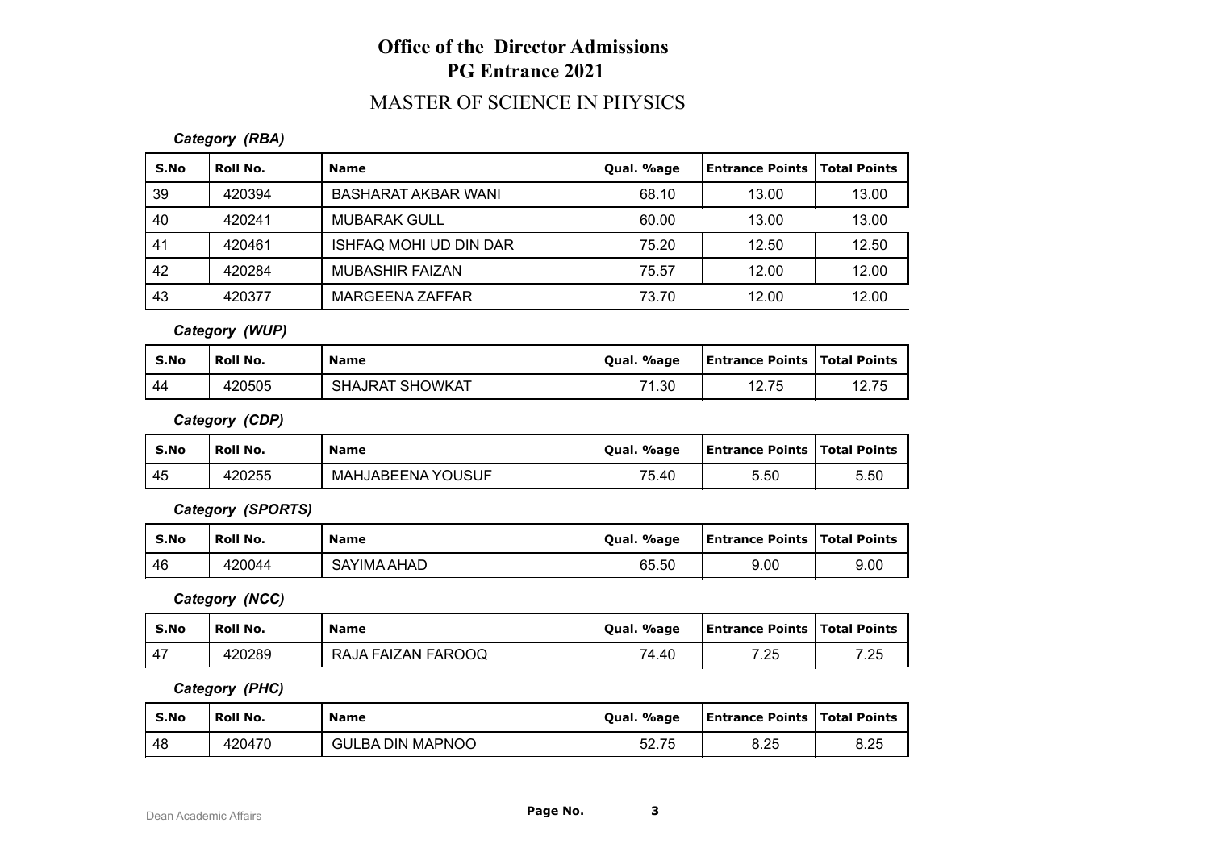# Office of the Director Admissions

## PG Entrance 2021

## MASTER OF SCIENCE IN PHYSICS

***Category (RBA)***

| S.No | Roll No. | Name | Qual. %age | Entrance Points | Total Points |
|---|---|---|---|---|---|
| 39 | 420394 | BASHARAT AKBAR WANI | 68.10 | 13.00 | 13.00 |
| 40 | 420241 | MUBARAK GULL | 60.00 | 13.00 | 13.00 |
| 41 | 420461 | ISHFAQ MOHI UD DIN DAR | 75.20 | 12.50 | 12.50 |
| 42 | 420284 | MUBASHIR FAIZAN | 75.57 | 12.00 | 12.00 |
| 43 | 420377 | MARGEENA ZAFFAR | 73.70 | 12.00 | 12.00 |

***Category (WUP)***

| S.No | Roll No. | Name | Qual. %age | Entrance Points | Total Points |
|---|---|---|---|---|---|
| 44 | 420505 | SHAJRAT SHOWKAT | 71.30 | 12.75 | 12.75 |

***Category (CDP)***

| S.No | Roll No. | Name | Qual. %age | Entrance Points | Total Points |
|---|---|---|---|---|---|
| 45 | 420255 | MAHJABEENA YOUSUF | 75.40 | 5.50 | 5.50 |

***Category (SPORTS)***

| S.No | Roll No. | Name | Qual. %age | Entrance Points | Total Points |
|---|---|---|---|---|---|
| 46 | 420044 | SAYIMA AHAD | 65.50 | 9.00 | 9.00 |

***Category (NCC)***

| S.No | Roll No. | Name | Qual. %age | Entrance Points | Total Points |
|---|---|---|---|---|---|
| 47 | 420289 | RAJA FAIZAN FAROOQ | 74.40 | 7.25 | 7.25 |

***Category (PHC)***

| S.No | Roll No. | Name | Qual. %age | Entrance Points | Total Points |
|---|---|---|---|---|---|
| 48 | 420470 | GULBA DIN MAPNOO | 52.75 | 8.25 | 8.25 |

Dean Academic Affairs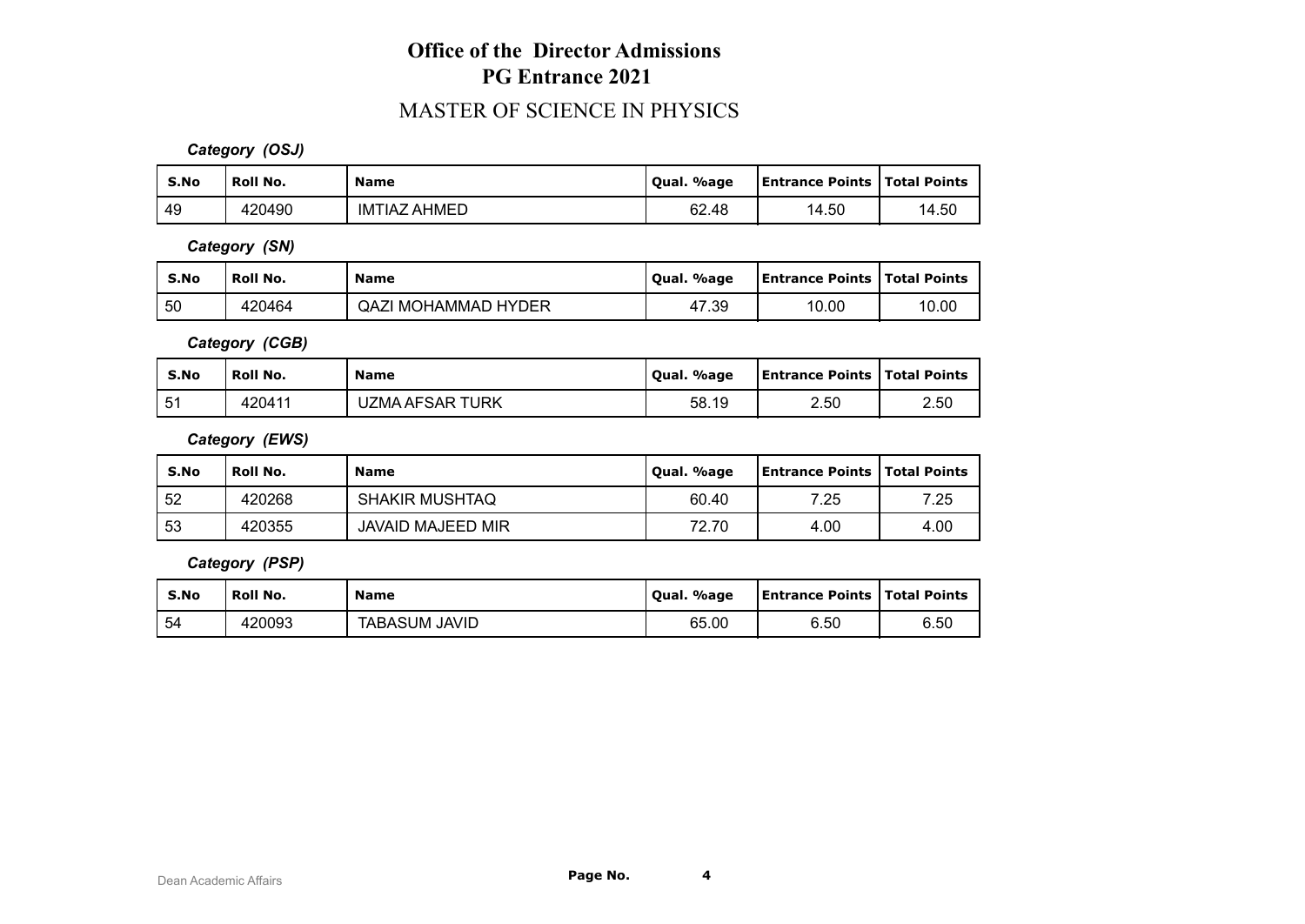# Office of the Director Admissions
# PG Entrance 2021

## MASTER OF SCIENCE IN PHYSICS

***Category (OSJ)***

| S.No | Roll No. | Name | Qual. %age | Entrance Points | Total Points |
|---|---|---|---|---|---|
| 49 | 420490 | IMTIAZ AHMED | 62.48 | 14.50 | 14.50 |

***Category (SN)***

| S.No | Roll No. | Name | Qual. %age | Entrance Points | Total Points |
|---|---|---|---|---|---|
| 50 | 420464 | QAZI MOHAMMAD HYDER | 47.39 | 10.00 | 10.00 |

***Category (CGB)***

| S.No | Roll No. | Name | Qual. %age | Entrance Points | Total Points |
|---|---|---|---|---|---|
| 51 | 420411 | UZMA AFSAR TURK | 58.19 | 2.50 | 2.50 |

***Category (EWS)***

| S.No | Roll No. | Name | Qual. %age | Entrance Points | Total Points |
|---|---|---|---|---|---|
| 52 | 420268 | SHAKIR MUSHTAQ | 60.40 | 7.25 | 7.25 |
| 53 | 420355 | JAVAID MAJEED MIR | 72.70 | 4.00 | 4.00 |

***Category (PSP)***

| S.No | Roll No. | Name | Qual. %age | Entrance Points | Total Points |
|---|---|---|---|---|---|
| 54 | 420093 | TABASUM JAVID | 65.00 | 6.50 | 6.50 |

Dean Academic Affairs